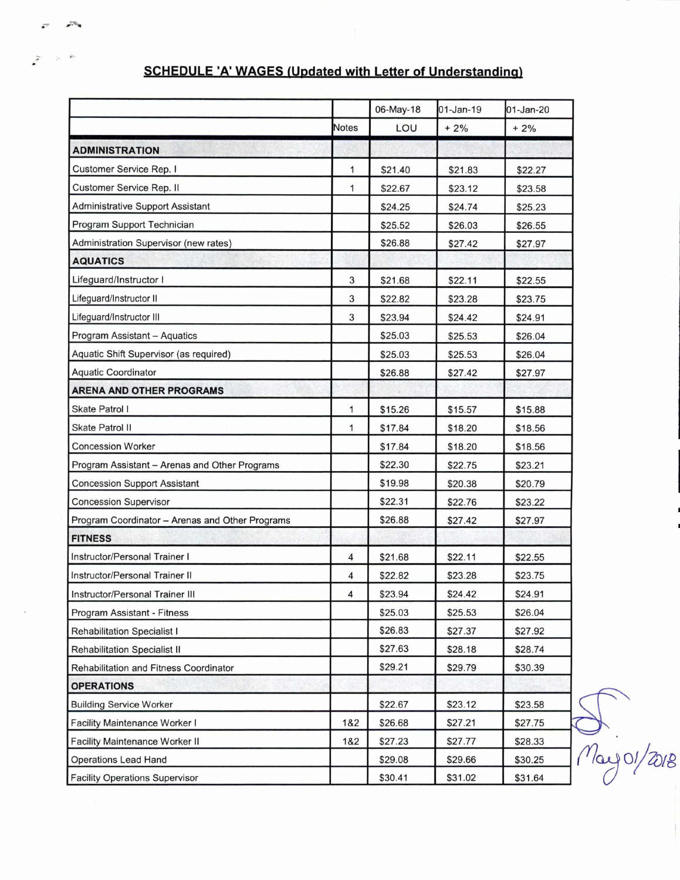## SCHEDULE 'A' WAGES (Updated with Letter of Understanding)

| | | 06-May-18 | 01-Jan-19 | 01-Jan-20 |
|---|---|---|---|---|
| | Notes | LOU | + 2% | + 2% |
| **ADMINISTRATION** | | | | |
| Customer Service Rep. I | 1 | $21.40 | $21.83 | $22.27 |
| Customer Service Rep. II | 1 | $22.67 | $23.12 | $23.58 |
| Administrative Support Assistant | | $24.25 | $24.74 | $25.23 |
| Program Support Technician | | $25.52 | $26.03 | $26.55 |
| Administration Supervisor (new rates) | | $26.88 | $27.42 | $27.97 |
| **AQUATICS** | | | | |
| Lifeguard/Instructor I | 3 | $21.68 | $22.11 | $22.55 |
| Lifeguard/Instructor II | 3 | $22.82 | $23.28 | $23.75 |
| Lifeguard/Instructor III | 3 | $23.94 | $24.42 | $24.91 |
| Program Assistant – Aquatics | | $25.03 | $25.53 | $26.04 |
| Aquatic Shift Supervisor (as required) | | $25.03 | $25.53 | $26.04 |
| Aquatic Coordinator | | $26.88 | $27.42 | $27.97 |
| **ARENA AND OTHER PROGRAMS** | | | | |
| Skate Patrol I | 1 | $15.26 | $15.57 | $15.88 |
| Skate Patrol II | 1 | $17.84 | $18.20 | $18.56 |
| Concession Worker | | $17.84 | $18.20 | $18.56 |
| Program Assistant – Arenas and Other Programs | | $22.30 | $22.75 | $23.21 |
| Concession Support Assistant | | $19.98 | $20.38 | $20.79 |
| Concession Supervisor | | $22.31 | $22.76 | $23.22 |
| Program Coordinator – Arenas and Other Programs | | $26.88 | $27.42 | $27.97 |
| **FITNESS** | | | | |
| Instructor/Personal Trainer I | 4 | $21.68 | $22.11 | $22.55 |
| Instructor/Personal Trainer II | 4 | $22.82 | $23.28 | $23.75 |
| Instructor/Personal Trainer III | 4 | $23.94 | $24.42 | $24.91 |
| Program Assistant - Fitness | | $25.03 | $25.53 | $26.04 |
| Rehabilitation Specialist I | | $26.83 | $27.37 | $27.92 |
| Rehabilitation Specialist II | | $27.63 | $28.18 | $28.74 |
| Rehabilitation and Fitness Coordinator | | $29.21 | $29.79 | $30.39 |
| **OPERATIONS** | | | | |
| Building Service Worker | | $22.67 | $23.12 | $23.58 |
| Facility Maintenance Worker I | 1&2 | $26.68 | $27.21 | $27.75 |
| Facility Maintenance Worker II | 1&2 | $27.23 | $27.77 | $28.33 |
| Operations Lead Hand | | $29.08 | $29.66 | $30.25 |
| Facility Operations Supervisor | | $30.41 | $31.02 | $31.64 |

May 01/2018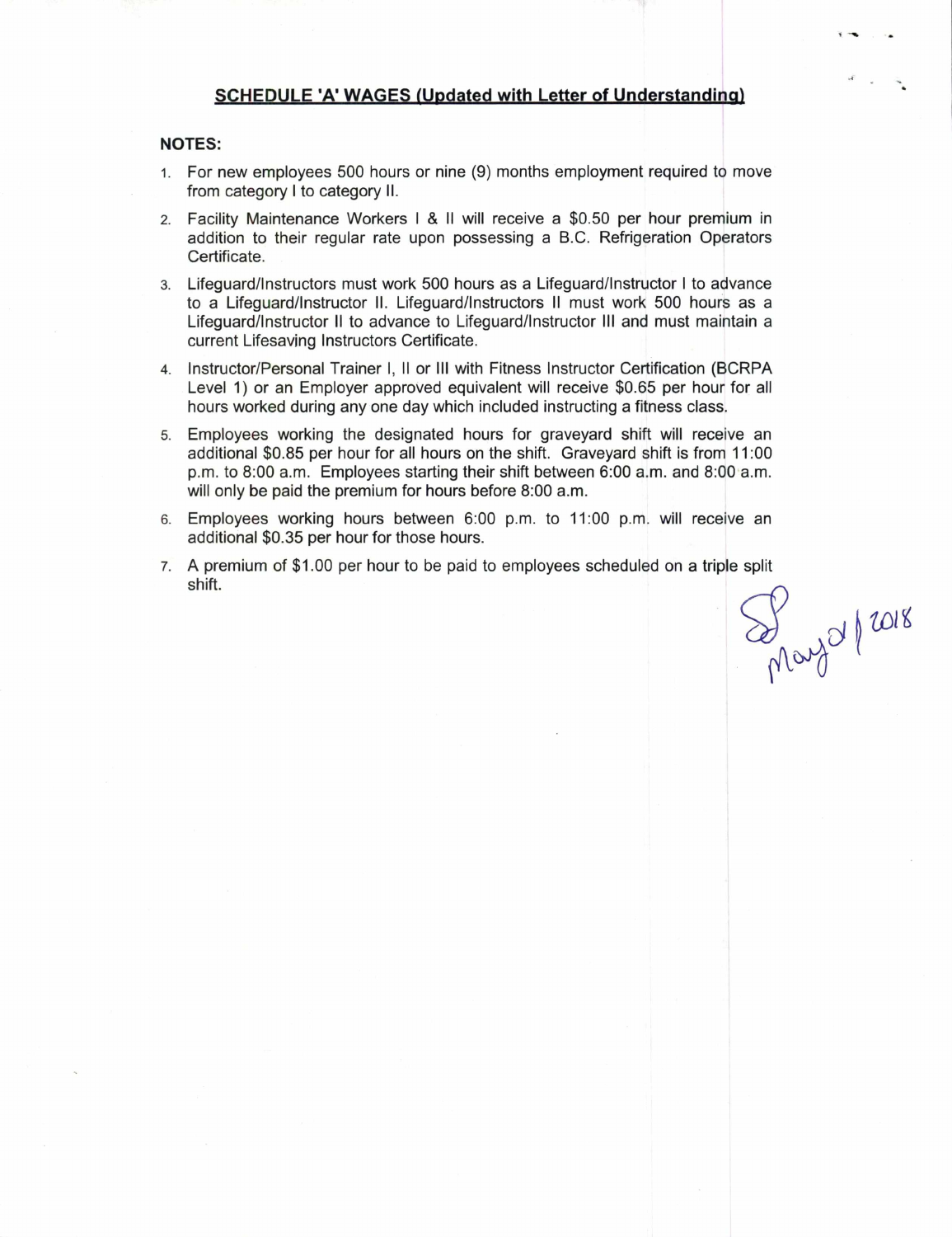## SCHEDULE 'A' WAGES (Updated with Letter of Understanding)

**NOTES:**

1. For new employees 500 hours or nine (9) months employment required to move from category I to category II.
2. Facility Maintenance Workers I & II will receive a $0.50 per hour premium in addition to their regular rate upon possessing a B.C. Refrigeration Operators Certificate.
3. Lifeguard/Instructors must work 500 hours as a Lifeguard/Instructor I to advance to a Lifeguard/Instructor II. Lifeguard/Instructors II must work 500 hours as a Lifeguard/Instructor II to advance to Lifeguard/Instructor III and must maintain a current Lifesaving Instructors Certificate.
4. Instructor/Personal Trainer I, II or III with Fitness Instructor Certification (BCRPA Level 1) or an Employer approved equivalent will receive $0.65 per hour for all hours worked during any one day which included instructing a fitness class.
5. Employees working the designated hours for graveyard shift will receive an additional $0.85 per hour for all hours on the shift. Graveyard shift is from 11:00 p.m. to 8:00 a.m. Employees starting their shift between 6:00 a.m. and 8:00 a.m. will only be paid the premium for hours before 8:00 a.m.
6. Employees working hours between 6:00 p.m. to 11:00 p.m. will receive an additional $0.35 per hour for those hours.
7. A premium of $1.00 per hour to be paid to employees scheduled on a triple split shift.

SP May 2/2018